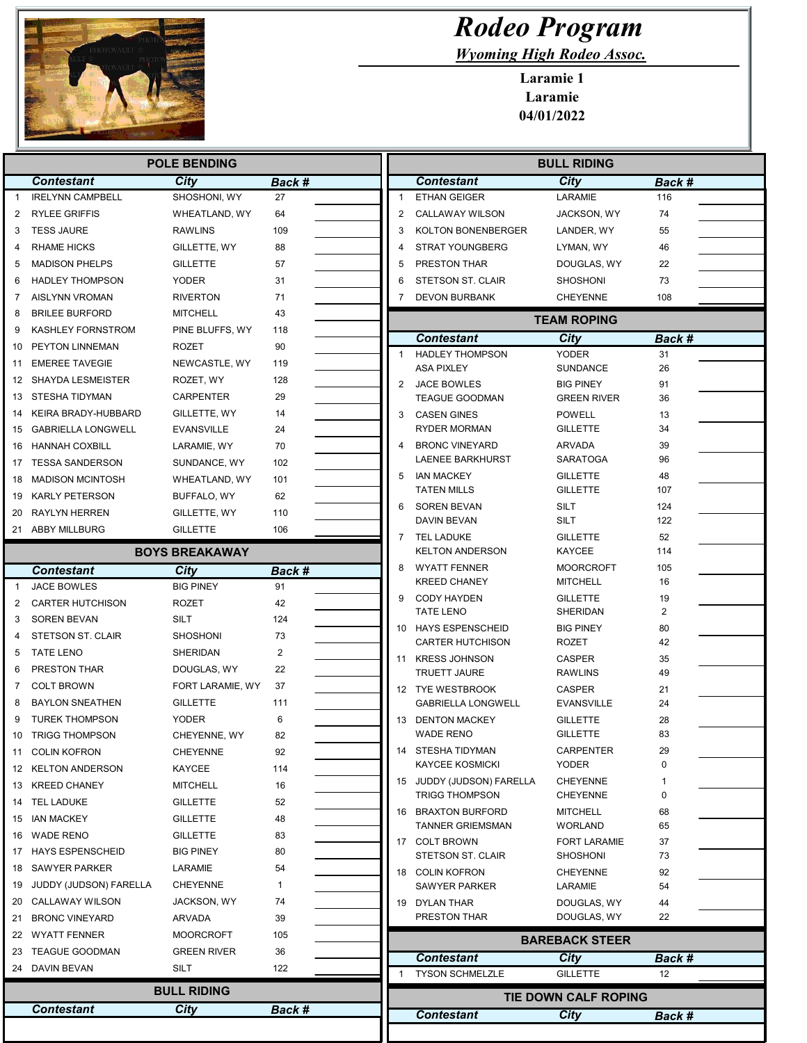# Rodeo Program

## Wyoming High Rodeo Assoc.

**Laramie 1**
**Laramie**
**04/01/2022**

## POLE BENDING

| | Contestant | City | Back # |
|---|---|---|---|
| 1 | IRELYNN CAMPBELL | SHOSHONI, WY | 27 |
| 2 | RYLEE GRIFFIS | WHEATLAND, WY | 64 |
| 3 | TESS JAURE | RAWLINS | 109 |
| 4 | RHAME HICKS | GILLETTE, WY | 88 |
| 5 | MADISON PHELPS | GILLETTE | 57 |
| 6 | HADLEY THOMPSON | YODER | 31 |
| 7 | AISLYNN VROMAN | RIVERTON | 71 |
| 8 | BRILEE BURFORD | MITCHELL | 43 |
| 9 | KASHLEY FORNSTROM | PINE BLUFFS, WY | 118 |
| 10 | PEYTON LINNEMAN | ROZET | 90 |
| 11 | EMEREE TAVEGIE | NEWCASTLE, WY | 119 |
| 12 | SHAYDA LESMEISTER | ROZET, WY | 128 |
| 13 | STESHA TIDYMAN | CARPENTER | 29 |
| 14 | KEIRA BRADY-HUBBARD | GILLETTE, WY | 14 |
| 15 | GABRIELLA LONGWELL | EVANSVILLE | 24 |
| 16 | HANNAH COXBILL | LARAMIE, WY | 70 |
| 17 | TESSA SANDERSON | SUNDANCE, WY | 102 |
| 18 | MADISON MCINTOSH | WHEATLAND, WY | 101 |
| 19 | KARLY PETERSON | BUFFALO, WY | 62 |
| 20 | RAYLYN HERREN | GILLETTE, WY | 110 |
| 21 | ABBY MILLBURG | GILLETTE | 106 |

## BOYS BREAKAWAY

| | Contestant | City | Back # |
|---|---|---|---|
| 1 | JACE BOWLES | BIG PINEY | 91 |
| 2 | CARTER HUTCHISON | ROZET | 42 |
| 3 | SOREN BEVAN | SILT | 124 |
| 4 | STETSON ST. CLAIR | SHOSHONI | 73 |
| 5 | TATE LENO | SHERIDAN | 2 |
| 6 | PRESTON THAR | DOUGLAS, WY | 22 |
| 7 | COLT BROWN | FORT LARAMIE, WY | 37 |
| 8 | BAYLON SNEATHEN | GILLETTE | 111 |
| 9 | TUREK THOMPSON | YODER | 6 |
| 10 | TRIGG THOMPSON | CHEYENNE, WY | 82 |
| 11 | COLIN KOFRON | CHEYENNE | 92 |
| 12 | KELTON ANDERSON | KAYCEE | 114 |
| 13 | KREED CHANEY | MITCHELL | 16 |
| 14 | TEL LADUKE | GILLETTE | 52 |
| 15 | IAN MACKEY | GILLETTE | 48 |
| 16 | WADE RENO | GILLETTE | 83 |
| 17 | HAYS ESPENSCHEID | BIG PINEY | 80 |
| 18 | SAWYER PARKER | LARAMIE | 54 |
| 19 | JUDDY (JUDSON) FARELLA | CHEYENNE | 1 |
| 20 | CALLAWAY WILSON | JACKSON, WY | 74 |
| 21 | BRONC VINEYARD | ARVADA | 39 |
| 22 | WYATT FENNER | MOORCROFT | 105 |
| 23 | TEAGUE GOODMAN | GREEN RIVER | 36 |
| 24 | DAVIN BEVAN | SILT | 122 |

## BULL RIDING

| | Contestant | City | Back # |
|---|---|---|---|
| 1 | ETHAN GEIGER | LARAMIE | 116 |
| 2 | CALLAWAY WILSON | JACKSON, WY | 74 |
| 3 | KOLTON BONENBERGER | LANDER, WY | 55 |
| 4 | STRAT YOUNGBERG | LYMAN, WY | 46 |
| 5 | PRESTON THAR | DOUGLAS, WY | 22 |
| 6 | STETSON ST. CLAIR | SHOSHONI | 73 |
| 7 | DEVON BURBANK | CHEYENNE | 108 |

## TEAM ROPING

| | Contestant | City | Back # |
|---|---|---|---|
| 1 | HADLEY THOMPSON | YODER | 31 |
| | ASA PIXLEY | SUNDANCE | 26 |
| 2 | JACE BOWLES | BIG PINEY | 91 |
| | TEAGUE GOODMAN | GREEN RIVER | 36 |
| 3 | CASEN GINES | POWELL | 13 |
| | RYDER MORMAN | GILLETTE | 34 |
| 4 | BRONC VINEYARD | ARVADA | 39 |
| | LAENEE BARKHURST | SARATOGA | 96 |
| 5 | IAN MACKEY | GILLETTE | 48 |
| | TATEN MILLS | GILLETTE | 107 |
| 6 | SOREN BEVAN | SILT | 124 |
| | DAVIN BEVAN | SILT | 122 |
| 7 | TEL LADUKE | GILLETTE | 52 |
| | KELTON ANDERSON | KAYCEE | 114 |
| 8 | WYATT FENNER | MOORCROFT | 105 |
| | KREED CHANEY | MITCHELL | 16 |
| 9 | CODY HAYDEN | GILLETTE | 19 |
| | TATE LENO | SHERIDAN | 2 |
| 10 | HAYS ESPENSCHEID | BIG PINEY | 80 |
| | CARTER HUTCHISON | ROZET | 42 |
| 11 | KRESS JOHNSON | CASPER | 35 |
| | TRUETT JAURE | RAWLINS | 49 |
| 12 | TYE WESTBROOK | CASPER | 21 |
| | GABRIELLA LONGWELL | EVANSVILLE | 24 |
| 13 | DENTON MACKEY | GILLETTE | 28 |
| | WADE RENO | GILLETTE | 83 |
| 14 | STESHA TIDYMAN | CARPENTER | 29 |
| | KAYCEE KOSMICKI | YODER | 0 |
| 15 | JUDDY (JUDSON) FARELLA | CHEYENNE | 1 |
| | TRIGG THOMPSON | CHEYENNE | 0 |
| 16 | BRAXTON BURFORD | MITCHELL | 68 |
| | TANNER GRIEMSMAN | WORLAND | 65 |
| 17 | COLT BROWN | FORT LARAMIE | 37 |
| | STETSON ST. CLAIR | SHOSHONI | 73 |
| 18 | COLIN KOFRON | CHEYENNE | 92 |
| | SAWYER PARKER | LARAMIE | 54 |
| 19 | DYLAN THAR | DOUGLAS, WY | 44 |
| | PRESTON THAR | DOUGLAS, WY | 22 |

## BAREBACK STEER

| | Contestant | City | Back # |
|---|---|---|---|
| 1 | TYSON SCHMELZLE | GILLETTE | 12 |

## TIE DOWN CALF ROPING

| | Contestant | City | Back # |
|---|---|---|---|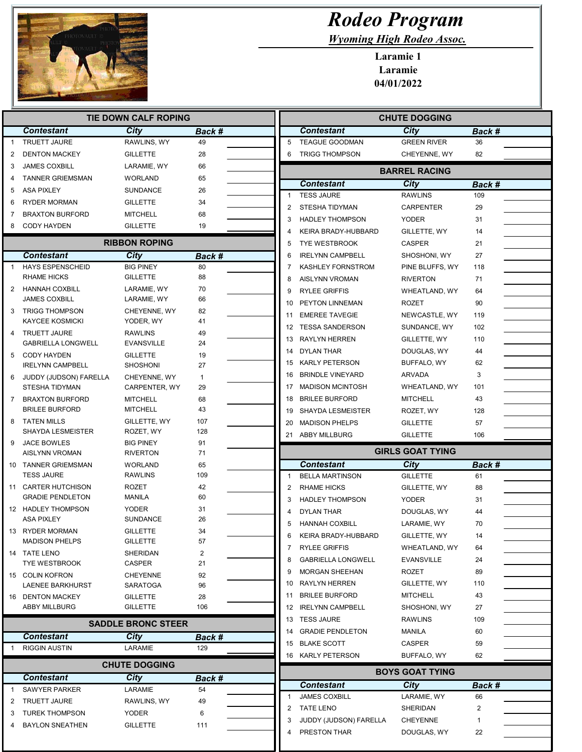# Rodeo Program

## Wyoming High Rodeo Assoc.

**Laramie 1**
**Laramie**
**04/01/2022**

### TIE DOWN CALF ROPING

| | Contestant | City | Back # | |
|---|---|---|---|---|
| 1 | TRUETT JAURE | RAWLINS, WY | 49 | |
| 2 | DENTON MACKEY | GILLETTE | 28 | |
| 3 | JAMES COXBILL | LARAMIE, WY | 66 | |
| 4 | TANNER GRIEMSMAN | WORLAND | 65 | |
| 5 | ASA PIXLEY | SUNDANCE | 26 | |
| 6 | RYDER MORMAN | GILLETTE | 34 | |
| 7 | BRAXTON BURFORD | MITCHELL | 68 | |
| 8 | CODY HAYDEN | GILLETTE | 19 | |

### RIBBON ROPING

| | Contestant | City | Back # | |
|---|---|---|---|---|
| 1 | HAYS ESPENSCHEID | BIG PINEY | 80 | |
| | RHAME HICKS | GILLETTE | 88 | |
| 2 | HANNAH COXBILL | LARAMIE, WY | 70 | |
| | JAMES COXBILL | LARAMIE, WY | 66 | |
| 3 | TRIGG THOMPSON | CHEYENNE, WY | 82 | |
| | KAYCEE KOSMICKI | YODER, WY | 41 | |
| 4 | TRUETT JAURE | RAWLINS | 49 | |
| | GABRIELLA LONGWELL | EVANSVILLE | 24 | |
| 5 | CODY HAYDEN | GILLETTE | 19 | |
| | IRELYNN CAMPBELL | SHOSHONI | 27 | |
| 6 | JUDDY (JUDSON) FARELLA | CHEYENNE, WY | 1 | |
| | STESHA TIDYMAN | CARPENTER, WY | 29 | |
| 7 | BRAXTON BURFORD | MITCHELL | 68 | |
| | BRILEE BURFORD | MITCHELL | 43 | |
| 8 | TATEN MILLS | GILLETTE, WY | 107 | |
| | SHAYDA LESMEISTER | ROZET, WY | 128 | |
| 9 | JACE BOWLES | BIG PINEY | 91 | |
| | AISLYNN VROMAN | RIVERTON | 71 | |
| 10 | TANNER GRIEMSMAN | WORLAND | 65 | |
| | TESS JAURE | RAWLINS | 109 | |
| 11 | CARTER HUTCHISON | ROZET | 42 | |
| | GRADIE PENDLETON | MANILA | 60 | |
| 12 | HADLEY THOMPSON | YODER | 31 | |
| | ASA PIXLEY | SUNDANCE | 26 | |
| 13 | RYDER MORMAN | GILLETTE | 34 | |
| | MADISON PHELPS | GILLETTE | 57 | |
| 14 | TATE LENO | SHERIDAN | 2 | |
| | TYE WESTBROOK | CASPER | 21 | |
| 15 | COLIN KOFRON | CHEYENNE | 92 | |
| | LAENEE BARKHURST | SARATOGA | 96 | |
| 16 | DENTON MACKEY | GILLETTE | 28 | |
| | ABBY MILLBURG | GILLETTE | 106 | |

### SADDLE BRONC STEER

| | Contestant | City | Back # | |
|---|---|---|---|---|
| 1 | RIGGIN AUSTIN | LARAMIE | 129 | |

### CHUTE DOGGING

| | Contestant | City | Back # | |
|---|---|---|---|---|
| 1 | SAWYER PARKER | LARAMIE | 54 | |
| 2 | TRUETT JAURE | RAWLINS, WY | 49 | |
| 3 | TUREK THOMPSON | YODER | 6 | |
| 4 | BAYLON SNEATHEN | GILLETTE | 111 | |
| 5 | TEAGUE GOODMAN | GREEN RIVER | 36 | |
| 6 | TRIGG THOMPSON | CHEYENNE, WY | 82 | |

### BARREL RACING

| | Contestant | City | Back # | |
|---|---|---|---|---|
| 1 | TESS JAURE | RAWLINS | 109 | |
| 2 | STESHA TIDYMAN | CARPENTER | 29 | |
| 3 | HADLEY THOMPSON | YODER | 31 | |
| 4 | KEIRA BRADY-HUBBARD | GILLETTE, WY | 14 | |
| 5 | TYE WESTBROOK | CASPER | 21 | |
| 6 | IRELYNN CAMPBELL | SHOSHONI, WY | 27 | |
| 7 | KASHLEY FORNSTROM | PINE BLUFFS, WY | 118 | |
| 8 | AISLYNN VROMAN | RIVERTON | 71 | |
| 9 | RYLEE GRIFFIS | WHEATLAND, WY | 64 | |
| 10 | PEYTON LINNEMAN | ROZET | 90 | |
| 11 | EMEREE TAVEGIE | NEWCASTLE, WY | 119 | |
| 12 | TESSA SANDERSON | SUNDANCE, WY | 102 | |
| 13 | RAYLYN HERREN | GILLETTE, WY | 110 | |
| 14 | DYLAN THAR | DOUGLAS, WY | 44 | |
| 15 | KARLY PETERSON | BUFFALO, WY | 62 | |
| 16 | BRINDLE VINEYARD | ARVADA | 3 | |
| 17 | MADISON MCINTOSH | WHEATLAND, WY | 101 | |
| 18 | BRILEE BURFORD | MITCHELL | 43 | |
| 19 | SHAYDA LESMEISTER | ROZET, WY | 128 | |
| 20 | MADISON PHELPS | GILLETTE | 57 | |
| 21 | ABBY MILLBURG | GILLETTE | 106 | |

### GIRLS GOAT TYING

| | Contestant | City | Back # | |
|---|---|---|---|---|
| 1 | BELLA MARTINSON | GILLETTE | 61 | |
| 2 | RHAME HICKS | GILLETTE, WY | 88 | |
| 3 | HADLEY THOMPSON | YODER | 31 | |
| 4 | DYLAN THAR | DOUGLAS, WY | 44 | |
| 5 | HANNAH COXBILL | LARAMIE, WY | 70 | |
| 6 | KEIRA BRADY-HUBBARD | GILLETTE, WY | 14 | |
| 7 | RYLEE GRIFFIS | WHEATLAND, WY | 64 | |
| 8 | GABRIELLA LONGWELL | EVANSVILLE | 24 | |
| 9 | MORGAN SHEEHAN | ROZET | 89 | |
| 10 | RAYLYN HERREN | GILLETTE, WY | 110 | |
| 11 | BRILEE BURFORD | MITCHELL | 43 | |
| 12 | IRELYNN CAMPBELL | SHOSHONI, WY | 27 | |
| 13 | TESS JAURE | RAWLINS | 109 | |
| 14 | GRADIE PENDLETON | MANILA | 60 | |
| 15 | BLAKE SCOTT | CASPER | 59 | |
| 16 | KARLY PETERSON | BUFFALO, WY | 62 | |

### BOYS GOAT TYING

| | Contestant | City | Back # | |
|---|---|---|---|---|
| 1 | JAMES COXBILL | LARAMIE, WY | 66 | |
| 2 | TATE LENO | SHERIDAN | 2 | |
| 3 | JUDDY (JUDSON) FARELLA | CHEYENNE | 1 | |
| 4 | PRESTON THAR | DOUGLAS, WY | 22 | |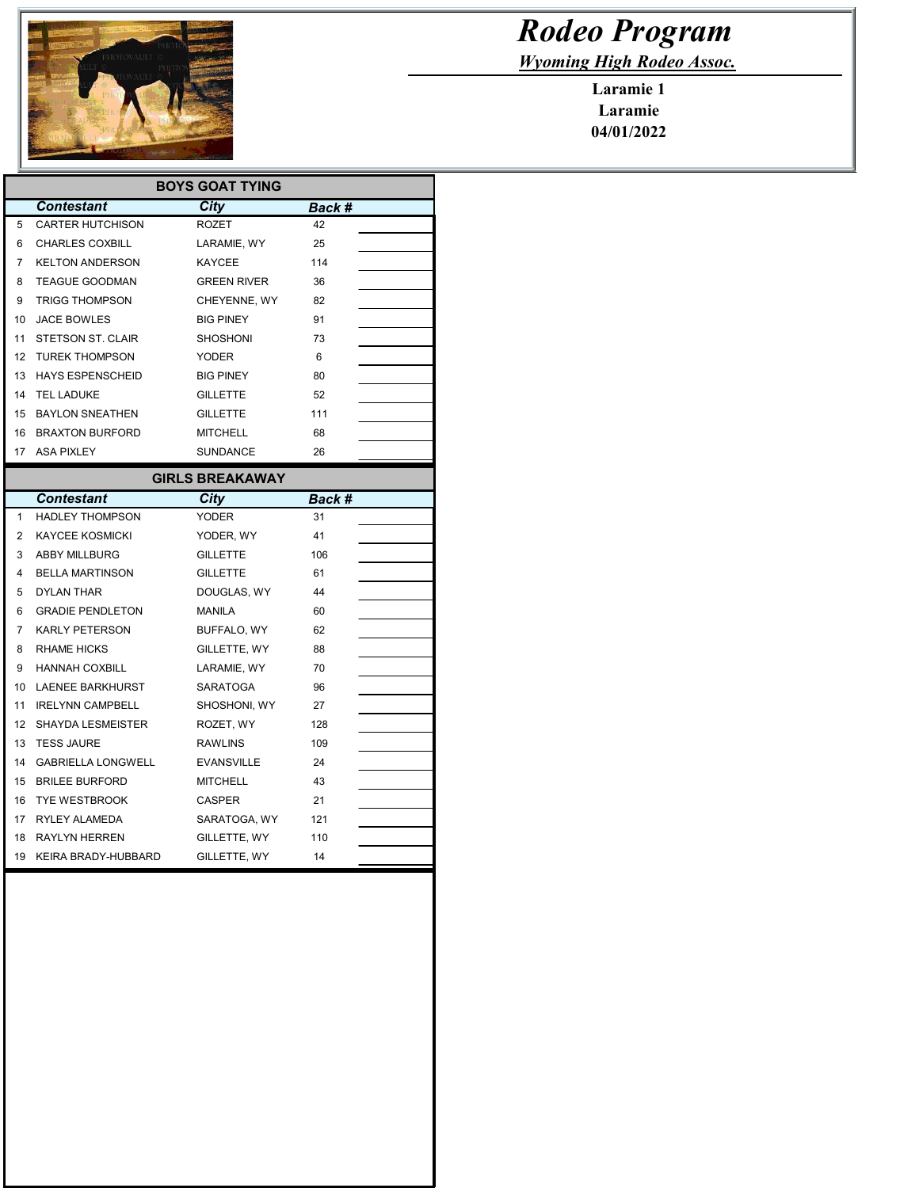# Rodeo Program

*Wyoming High Rodeo Assoc.*

**Laramie 1**
**Laramie**
**04/01/2022**

## BOYS GOAT TYING

| | Contestant | City | Back # | |
|---|---|---|---|---|
| 5 | CARTER HUTCHISON | ROZET | 42 | |
| 6 | CHARLES COXBILL | LARAMIE, WY | 25 | |
| 7 | KELTON ANDERSON | KAYCEE | 114 | |
| 8 | TEAGUE GOODMAN | GREEN RIVER | 36 | |
| 9 | TRIGG THOMPSON | CHEYENNE, WY | 82 | |
| 10 | JACE BOWLES | BIG PINEY | 91 | |
| 11 | STETSON ST. CLAIR | SHOSHONI | 73 | |
| 12 | TUREK THOMPSON | YODER | 6 | |
| 13 | HAYS ESPENSCHEID | BIG PINEY | 80 | |
| 14 | TEL LADUKE | GILLETTE | 52 | |
| 15 | BAYLON SNEATHEN | GILLETTE | 111 | |
| 16 | BRAXTON BURFORD | MITCHELL | 68 | |
| 17 | ASA PIXLEY | SUNDANCE | 26 | |

## GIRLS BREAKAWAY

| | Contestant | City | Back # | |
|---|---|---|---|---|
| 1 | HADLEY THOMPSON | YODER | 31 | |
| 2 | KAYCEE KOSMICKI | YODER, WY | 41 | |
| 3 | ABBY MILLBURG | GILLETTE | 106 | |
| 4 | BELLA MARTINSON | GILLETTE | 61 | |
| 5 | DYLAN THAR | DOUGLAS, WY | 44 | |
| 6 | GRADIE PENDLETON | MANILA | 60 | |
| 7 | KARLY PETERSON | BUFFALO, WY | 62 | |
| 8 | RHAME HICKS | GILLETTE, WY | 88 | |
| 9 | HANNAH COXBILL | LARAMIE, WY | 70 | |
| 10 | LAENEE BARKHURST | SARATOGA | 96 | |
| 11 | IRELYNN CAMPBELL | SHOSHONI, WY | 27 | |
| 12 | SHAYDA LESMEISTER | ROZET, WY | 128 | |
| 13 | TESS JAURE | RAWLINS | 109 | |
| 14 | GABRIELLA LONGWELL | EVANSVILLE | 24 | |
| 15 | BRILEE BURFORD | MITCHELL | 43 | |
| 16 | TYE WESTBROOK | CASPER | 21 | |
| 17 | RYLEY ALAMEDA | SARATOGA, WY | 121 | |
| 18 | RAYLYN HERREN | GILLETTE, WY | 110 | |
| 19 | KEIRA BRADY-HUBBARD | GILLETTE, WY | 14 | |